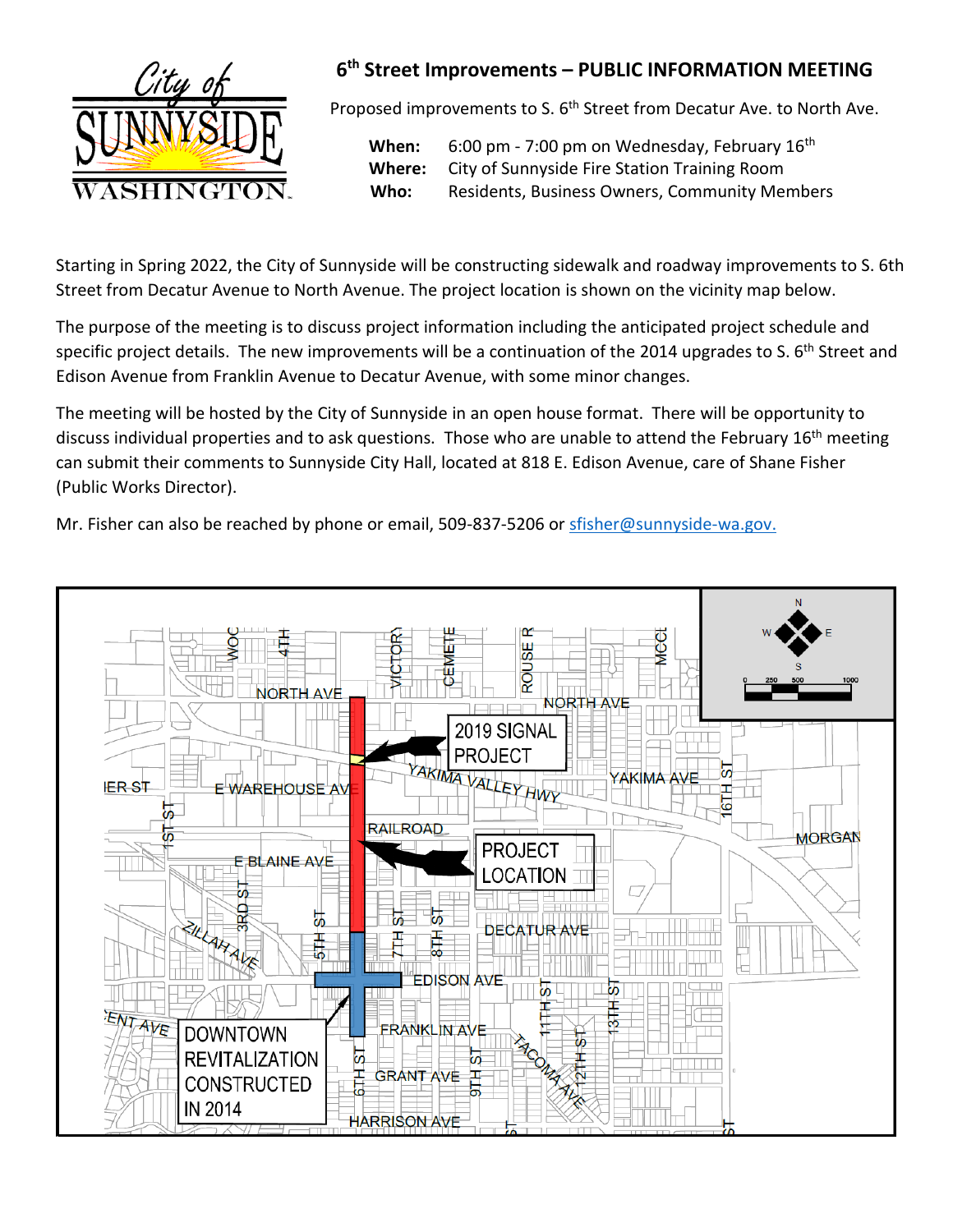# 6th Street Improvements – PUBLIC INFORMATION MEETING

Proposed improvements to S. 6th Street from Decatur Ave. to North Ave.

**When:** 6:00 pm - 7:00 pm on Wednesday, February 16th
**Where:** City of Sunnyside Fire Station Training Room
**Who:** Residents, Business Owners, Community Members

Starting in Spring 2022, the City of Sunnyside will be constructing sidewalk and roadway improvements to S. 6th Street from Decatur Avenue to North Avenue. The project location is shown on the vicinity map below.

The purpose of the meeting is to discuss project information including the anticipated project schedule and specific project details. The new improvements will be a continuation of the 2014 upgrades to S. 6th Street and Edison Avenue from Franklin Avenue to Decatur Avenue, with some minor changes.

The meeting will be hosted by the City of Sunnyside in an open house format. There will be opportunity to discuss individual properties and to ask questions. Those who are unable to attend the February 16th meeting can submit their comments to Sunnyside City Hall, located at 818 E. Edison Avenue, care of Shane Fisher (Public Works Director).

Mr. Fisher can also be reached by phone or email, 509-837-5206 or sfisher@sunnyside-wa.gov.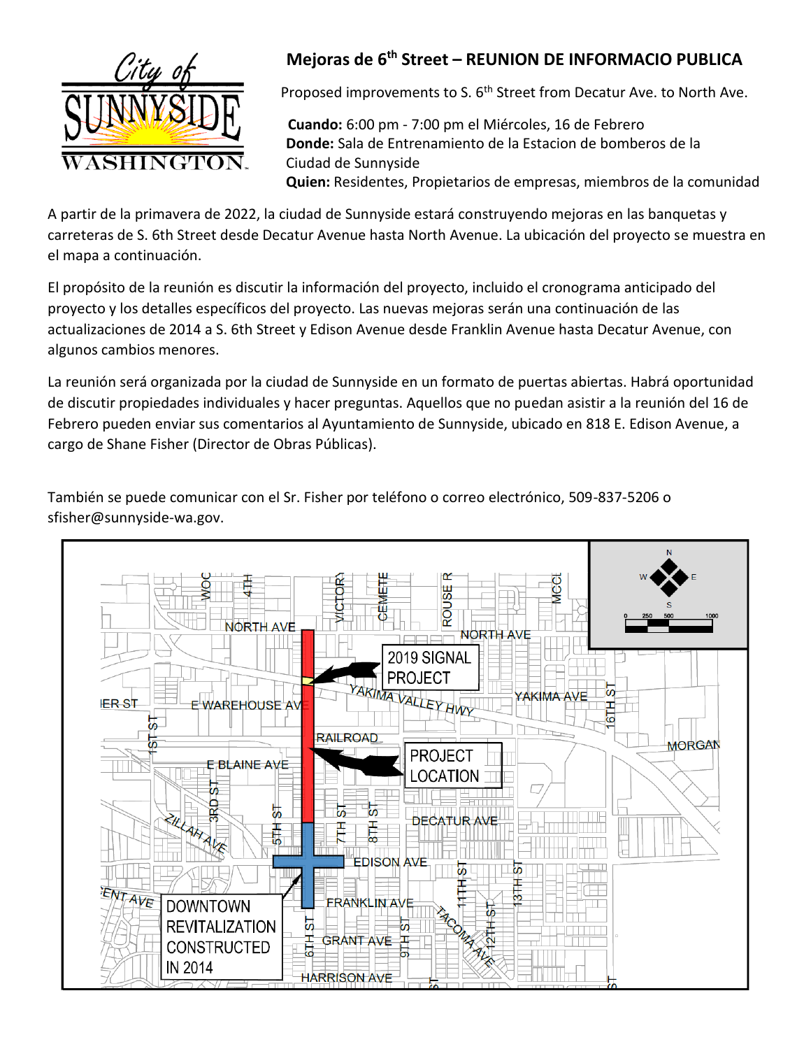# Mejoras de 6th Street – REUNION DE INFORMACIO PUBLICA

Proposed improvements to S. 6th Street from Decatur Ave. to North Ave.

**Cuando:** 6:00 pm - 7:00 pm el Miércoles, 16 de Febrero
**Donde:** Sala de Entrenamiento de la Estacion de bomberos de la Ciudad de Sunnyside
**Quien:** Residentes, Propietarios de empresas, miembros de la comunidad

A partir de la primavera de 2022, la ciudad de Sunnyside estará construyendo mejoras en las banquetas y carreteras de S. 6th Street desde Decatur Avenue hasta North Avenue. La ubicación del proyecto se muestra en el mapa a continuación.

El propósito de la reunión es discutir la información del proyecto, incluido el cronograma anticipado del proyecto y los detalles específicos del proyecto. Las nuevas mejoras serán una continuación de las actualizaciones de 2014 a S. 6th Street y Edison Avenue desde Franklin Avenue hasta Decatur Avenue, con algunos cambios menores.

La reunión será organizada por la ciudad de Sunnyside en un formato de puertas abiertas. Habrá oportunidad de discutir propiedades individuales y hacer preguntas. Aquellos que no puedan asistir a la reunión del 16 de Febrero pueden enviar sus comentarios al Ayuntamiento de Sunnyside, ubicado en 818 E. Edison Avenue, a cargo de Shane Fisher (Director de Obras Públicas).

También se puede comunicar con el Sr. Fisher por teléfono o correo electrónico, 509-837-5206 o sfisher@sunnyside-wa.gov.

NORTH AVE
2019 SIGNAL PROJECT
YAKIMA VALLEY HWY
YAKIMA AVE
E WAREHOUSE AVE
RAILROAD
PROJECT LOCATION
E BLAINE AVE
DECATUR AVE
EDISON AVE
FRANKLIN AVE
GRANT AVE
HARRISON AVE
DOWNTOWN REVITALIZATION CONSTRUCTED IN 2014
1ST ST
3RD ST
4TH
5TH ST
6TH ST
7TH ST
8TH ST
9TH ST
11TH ST
12TH ST
13TH ST
16TH ST
ZILLAH AVE
TACOMA AVE
MORGAN
N
S
W
E
0 250 500 1000